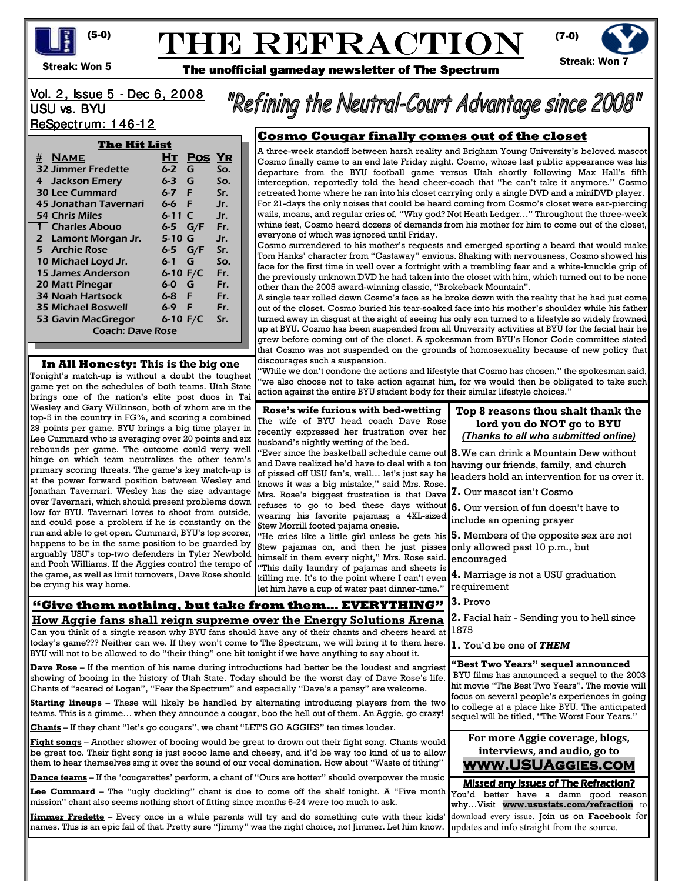(5-0) Streak: Won 5

# THE REFRACTION

(7-0) Streak: Won 7

**The unofficial gameday newsletter of The Spectrum**

Vol. 2, Issue 5 - Dec 6, 2008
USU vs. BYU
ReSpectrum: 146-12

## "Refining the Neutral-Court Advantage since 2008"

### The Hit List

| # | NAME | HT | POS | YR |
|---|---|---|---|---|
| 32 | Jimmer Fredette | 6-2 | G | So. |
| 4 | Jackson Emery | 6-3 | G | So. |
| 30 | Lee Cummard | 6-7 | F | Sr. |
| 45 | Jonathan Tavernari | 6-6 | F | Jr. |
| 54 | Chris Miles | 6-11 | C | Jr. |
| 1 | Charles Abouo | 6-5 | G/F | Fr. |
| 2 | Lamont Morgan Jr. | 5-10 | G | Jr. |
| 5 | Archie Rose | 6-5 | G/F | Sr. |
| 10 | Michael Loyd Jr. | 6-1 | G | So. |
| 15 | James Anderson | 6-10 | F/C | Fr. |
| 20 | Matt Pinegar | 6-0 | G | Fr. |
| 34 | Noah Hartsock | 6-8 | F | Fr. |
| 35 | Michael Boswell | 6-9 | F | Fr. |
| 53 | Gavin MacGregor | 6-10 | F/C | Sr. |

Coach: Dave Rose

### In All Honesty: This is the big one

Tonight's match-up is without a doubt the toughest game yet on the schedules of both teams. Utah State brings one of the nation's elite post duos in Tai Wesley and Gary Wilkinson, both of whom are in the top-5 in the country in FG%, and scoring a combined 29 points per game. BYU brings a big time player in Lee Cummard who is averaging over 20 points and six rebounds per game. The outcome could very well hinge on which team neutralizes the other team's primary scoring threats. The game's key match-up is at the power forward position between Wesley and Jonathan Tavernari. Wesley has the size advantage over Tavernari, which should present problems down low for BYU. Tavernari loves to shoot from outside, and could pose a problem if he is constantly on the run and able to get open. Cummard, BYU's top scorer, happens to be in the same position to be guarded by arguably USU's top-two defenders in Tyler Newbold and Pooh Williams. If the Aggies control the tempo of the game, as well as limit turnovers, Dave Rose should be crying his way home.

### Cosmo Cougar finally comes out of the closet

A three-week standoff between harsh reality and Brigham Young University's beloved mascot Cosmo finally came to an end late Friday night. Cosmo, whose last public appearance was his departure from the BYU football game versus Utah shortly following Max Hall's fifth interception, reportedly told the head cheer-coach that "he can't take it anymore." Cosmo retreated home where he ran into his closet carrying only a single DVD and a miniDVD player. For 21-days the only noises that could be heard coming from Cosmo's closet were ear-piercing wails, moans, and regular cries of, "Why god? Not Heath Ledger…" Throughout the three-week whine fest, Cosmo heard dozens of demands from his mother for him to come out of the closet, everyone of which was ignored until Friday.

Cosmo surrendered to his mother's requests and emerged sporting a beard that would make Tom Hanks' character from "Castaway" envious. Shaking with nervousness, Cosmo showed his face for the first time in well over a fortnight with a trembling fear and a white-knuckle grip of the previously unknown DVD he had taken into the closet with him, which turned out to be none other than the 2005 award-winning classic, "Brokeback Mountain".

A single tear rolled down Cosmo's face as he broke down with the reality that he had just come out of the closet. Cosmo buried his tear-soaked face into his mother's shoulder while his father turned away in disgust at the sight of seeing his only son turned to a lifestyle so widely frowned up at BYU. Cosmo has been suspended from all University activities at BYU for the facial hair he grew before coming out of the closet. A spokesman from BYU's Honor Code committee stated that Cosmo was not suspended on the grounds of homosexuality because of new policy that discourages such a suspension.

"While we don't condone the actions and lifestyle that Cosmo has chosen," the spokesman said, "we also choose not to take action against him, for we would then be obligated to take such action against the entire BYU student body for their similar lifestyle choices."

### Rose's wife furious with bed-wetting

The wife of BYU head coach Dave Rose recently expressed her frustration over her husband's nightly wetting of the bed.

"Ever since the basketball schedule came out and Dave realized he'd have to deal with a ton of pissed off USU fan's, well… let's just say he knows it was a big mistake," said Mrs. Rose. Mrs. Rose's biggest frustration is that Dave refuses to go to bed these days without wearing his favorite pajamas; a 4XL-sized Stew Morrill footed pajama onesie.

"He cries like a little girl unless he gets his Stew pajamas on, and then he just pisses himself in them every night," Mrs. Rose said. "This daily laundry of pajamas and sheets is killing me. It's to the point where I can't even let him have a cup of water past dinner-time."

### Top 8 reasons thou shalt thank the lord you do NOT go to BYU

*(Thanks to all who submitted online)*

**8.** We can drink a Mountain Dew without having our friends, family, and church leaders hold an intervention for us over it.

**7.** Our mascot isn't Cosmo

**6.** Our version of fun doesn't have to include an opening prayer

**5.** Members of the opposite sex are not only allowed past 10 p.m., but encouraged

**4.** Marriage is not a USU graduation requirement

**3.** Provo

**2.** Facial hair - Sending you to hell since 1875

**1.** You'd be one of ***THEM***

### "Give them nothing, but take from them… EVERYTHING"

### How Aggie fans shall reign supreme over the Energy Solutions Arena

Can you think of a single reason why BYU fans should have any of their chants and cheers heard at today's game??? Neither can we. If they won't come to The Spectrum, we will bring it to them here. BYU will not to be allowed to do "their thing" one bit tonight if we have anything to say about it.

**Dave Rose** – If the mention of his name during introductions had better be the loudest and angriest showing of booing in the history of Utah State. Today should be the worst day of Dave Rose's life. Chants of "scared of Logan", "Fear the Spectrum" and especially "Dave's a pansy" are welcome.

**Starting lineups** – These will likely be handled by alternating introducing players from the two teams. This is a gimme… when they announce a cougar, boo the hell out of them. An Aggie, go crazy!

**Chants** – If they chant "let's go cougars", we chant "LET'S GO AGGIES" ten times louder.

**Fight songs** – Another shower of booing would be great to drown out their fight song. Chants would be great too. Their fight song is just soooo lame and cheesy, and it'd be way too kind of us to allow them to hear themselves sing it over the sound of our vocal domination. How about "Waste of tithing"

**Dance teams** – If the 'cougarettes' perform, a chant of "Ours are hotter" should overpower the music

**Lee Cummard** – The "ugly duckling" chant is due to come off the shelf tonight. A "Five month mission" chant also seems nothing short of fitting since months 6-24 were too much to ask.

**Jimmer Fredette** – Every once in a while parents will try and do something cute with their kids' names. This is an epic fail of that. Pretty sure "Jimmy" was the right choice, not Jimmer. Let him know.

### "Best Two Years" sequel announced

BYU films has announced a sequel to the 2003 hit movie "The Best Two Years". The movie will focus on several people's experiences in going to college at a place like BYU. The anticipated sequel will be titled, "The Worst Four Years."

**For more Aggie coverage, blogs, interviews, and audio, go to**
**WWW.USUAGGIES.COM**

### Missed any issues of The Refraction?

You'd better have a damn good reason why…Visit **www.usustats.com/refraction** to download every issue. Join us on **Facebook** for updates and info straight from the source.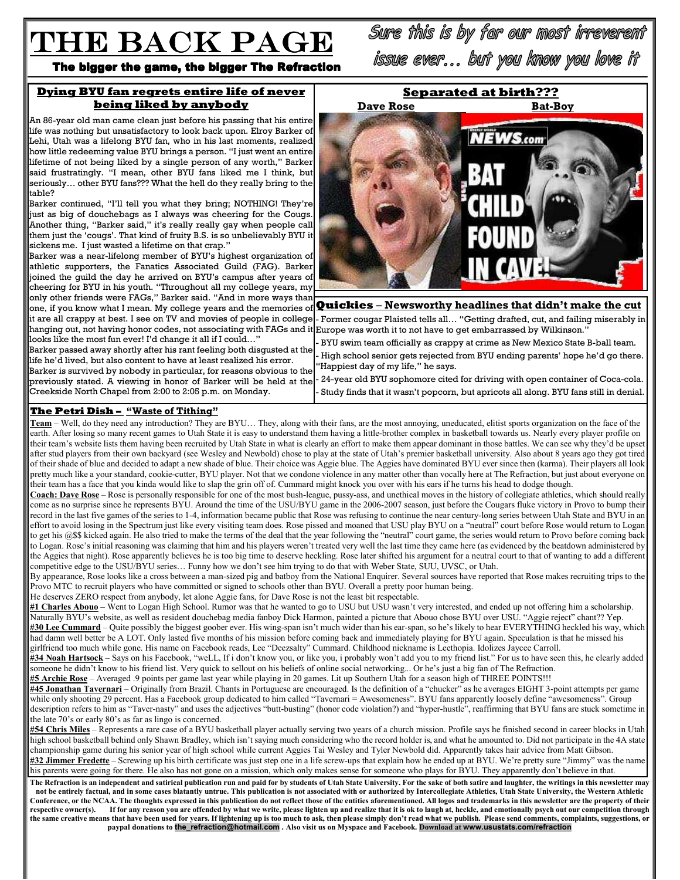# THE BACK PAGE

**The bigger the game, the bigger The Refraction**

*Sure this is by far our most irreverent issue ever... but you know you love it*

## Dying BYU fan regrets entire life of never being liked by anybody

An 86-year old man came clean just before his passing that his entire life was nothing but unsatisfactory to look back upon. Elroy Barker of Lehi, Utah was a lifelong BYU fan, who in his last moments, realized how little redeeming value BYU brings a person. "I just went an entire lifetime of not being liked by a single person of any worth," Barker said frustratingly. "I mean, other BYU fans liked me I think, but seriously… other BYU fans??? What the hell do they really bring to the table?

Barker continued, "I'll tell you what they bring; NOTHING! They're just as big of douchebags as I always was cheering for the Cougs. Another thing, "Barker said," it's really really gay when people call them just the 'cougs'. That kind of fruity B.S. is so unbelievably BYU it sickens me. I just wasted a lifetime on that crap."

Barker was a near-lifelong member of BYU's highest organization of athletic supporters, the Fanatics Associated Guild (FAG). Barker joined the guild the day he arrived on BYU's campus after years of cheering for BYU in his youth. "Throughout all my college years, my only other friends were FAGs," Barker said. "And in more ways than one, if you know what I mean. My college years and the memories of it are all crappy at best. I see on TV and movies of people in college hanging out, not having honor codes, not associating with FAGs and it looks like the most fun ever! I'd change it all if I could…"

Barker passed away shortly after his rant feeling both disgusted at the life he'd lived, but also content to have at least realized his error. Barker is survived by nobody in particular, for reasons obvious to the previously stated. A viewing in honor of Barker will be held at the Creekside North Chapel from 2:00 to 2:05 p.m. on Monday.

## Separated at birth???

**Dave Rose** **Bat-Boy**

NEWS.com

BAT CHILD FOUND IN CAVE!

## Quickies – Newsworthy headlines that didn't make the cut

- Former cougar Plaisted tells all… "Getting drafted, cut, and failing miserably in Europe was worth it to not have to get embarrassed by Wilkinson."
- BYU swim team officially as crappy at crime as New Mexico State B-ball team.
- High school senior gets rejected from BYU ending parents' hope he'd go there. "Happiest day of my life," he says.
- 24-year old BYU sophomore cited for driving with open container of Coca-cola.
- Study finds that it wasn't popcorn, but apricots all along. BYU fans still in denial.

## The Petri Dish – "Waste of Tithing"

**Team** – Well, do they need any introduction? They are BYU… They, along with their fans, are the most annoying, uneducated, elitist sports organization on the face of the earth. After losing so many recent games to Utah State it is easy to understand them having a little-brother complex in basketball towards us. Nearly every player profile on their team's website lists them having been recruited by Utah State in what is clearly an effort to make them appear dominant in those battles. We can see why they'd be upset after stud players from their own backyard (see Wesley and Newbold) chose to play at the state of Utah's premier basketball university. Also about 8 years ago they got tired of their shade of blue and decided to adapt a new shade of blue. Their choice was Aggie blue. The Aggies have dominated BYU ever since then (karma). Their players all look pretty much like a your standard, cookie-cutter, BYU player. Not that we condone violence in any matter other than vocally here at The Refraction, but just about everyone on their team has a face that you kinda would like to slap the grin off of. Cummard might knock you over with his ears if he turns his head to dodge though.

**Coach: Dave Rose** – Rose is personally responsible for one of the most bush-league, pussy-ass, and unethical moves in the history of collegiate athletics, which should really come as no surprise since he represents BYU. Around the time of the USU/BYU game in the 2006-2007 season, just before the Cougars fluke victory in Provo to bump their record in the last five games of the series to 1-4, information became public that Rose was refusing to continue the near century-long series between Utah State and BYU in an effort to avoid losing in the Spectrum just like every visiting team does. Rose pissed and moaned that USU play BYU on a "neutral" court before Rose would return to Logan to get his @$$ kicked again. He also tried to make the terms of the deal that the year following the "neutral" court game, the series would return to Provo before coming back to Logan. Rose's initial reasoning was claiming that him and his players weren't treated very well the last time they came here (as evidenced by the beatdown administered by the Aggies that night). Rose apparently believes he is too big time to deserve heckling. Rose later shifted his argument for a neutral court to that of wanting to add a different competitive edge to the USU/BYU series… Funny how we don't see him trying to do that with Weber State, SUU, UVSC, or Utah.

By appearance, Rose looks like a cross between a man-sized pig and batboy from the National Enquirer. Several sources have reported that Rose makes recruiting trips to the Provo MTC to recruit players who have committed or signed to schools other than BYU. Overall a pretty poor human being.

He deserves ZERO respect from anybody, let alone Aggie fans, for Dave Rose is not the least bit respectable.

**#1 Charles Abouo** – Went to Logan High School. Rumor was that he wanted to go to USU but USU wasn't very interested, and ended up not offering him a scholarship. Naturally BYU's website, as well as resident douchebag media fanboy Dick Harmon, painted a picture that Abouo chose BYU over USU. "Aggie reject" chant?? Yep.

**#30 Lee Cummard** – Quite possibly the biggest goober ever. His wing-span isn't much wider than his ear-span, so he's likely to hear EVERYTHING heckled his way, which had damn well better be A LOT. Only lasted five months of his mission before coming back and immediately playing for BYU again. Speculation is that he missed his girlfriend too much while gone. His name on Facebook reads, Lee "Deezsalty" Cummard. Childhood nickname is Leethopia. Idolizes Jaycee Carroll.

**#34 Noah Hartsock** – Says on his Facebook, "weLL, If i don't know you, or like you, i probably won't add you to my friend list." For us to have seen this, he clearly added someone he didn't know to his friend list. Very quick to sellout on his beliefs of online social networking... Or he's just a big fan of The Refraction.

**#5 Archie Rose** – Averaged .9 points per game last year while playing in 20 games. Lit up Southern Utah for a season high of THREE POINTS!!!

**#45 Jonathan Tavernari** – Originally from Brazil. Chants in Portuguese are encouraged. Is the definition of a "chucker" as he averages EIGHT 3-point attempts per game while only shooting 29 percent. Has a Facebook group dedicated to him called "Tavernari = Awesomeness". BYU fans apparently loosely define "awesomeness". Group description refers to him as "Taver-nasty" and uses the adjectives "butt-busting" (honor code violation?) and "hyper-hustle", reaffirming that BYU fans are stuck sometime in the late 70's or early 80's as far as lingo is concerned.

**#54 Chris Miles** – Represents a rare case of a BYU basketball player actually serving two years of a church mission. Profile says he finished second in career blocks in Utah high school basketball behind only Shawn Bradley, which isn't saying much considering who the record holder is, and what he amounted to. Did not participate in the 4A state championship game during his senior year of high school while current Aggies Tai Wesley and Tyler Newbold did. Apparently takes hair advice from Matt Gibson.

**#32 Jimmer Fredette** – Screwing up his birth certificate was just step one in a life screw-ups that explain how he ended up at BYU. We're pretty sure "Jimmy" was the name his parents were going for there. He also has not gone on a mission, which only makes sense for someone who plays for BYU. They apparently don't believe in that.

**The Refraction is an independent and satirical publication run and paid for by students of Utah State University. For the sake of both satire and laughter, the writings in this newsletter may not be entirely factual, and in some cases blatantly untrue. This publication is not associated with or authorized by Intercollegiate Athletics, Utah State University, the Western Athletic Conference, or the NCAA. The thoughts expressed in this publication do not reflect those of the entities aforementioned. All logos and trademarks in this newsletter are the property of their respective owner(s). If for any reason you are offended by what we write, please lighten up and realize that it is ok to laugh at, heckle, and emotionally psych out our competition through the same creative means that have been used for years. If lightening up is too much to ask, then please simply don't read what we publish. Please send comments, complaints, suggestions, or paypal donations to the_refraction@hotmail.com . Also visit us on Myspace and Facebook. Download at www.usustats.com/refraction**